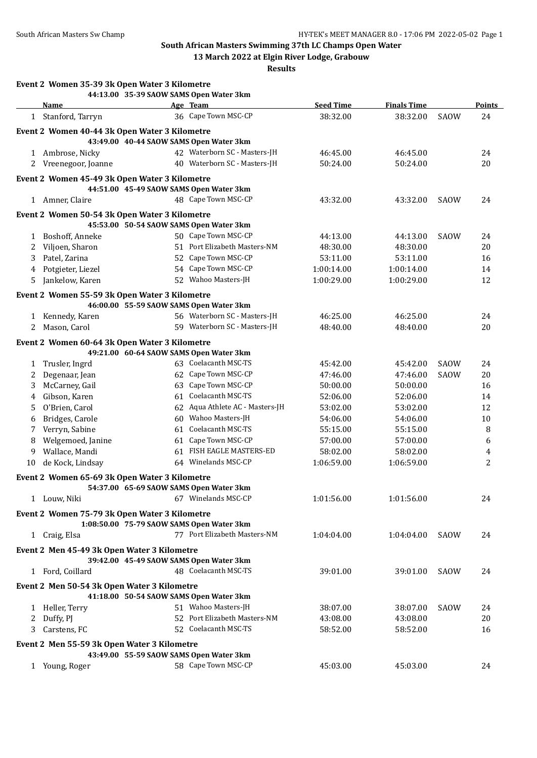# South African Masters Swimming 37th LC Champs Open Water

## 13 March 2022 at Elgin River Lodge, Grabouw

### Results

**Event 2 Women 35-39 3k Open Water 3 Kilometre**

44:13.00 35-39 SAOW SAMS Open Water 3km

| | Name | Age | Team | Seed Time | Finals Time | | Points |
|---|---|---|---|---|---|---|---|
| 1 | Stanford, Tarryn | 36 | Cape Town MSC-CP | 38:32.00 | 38:32.00 | SAOW | 24 |

**Event 2 Women 40-44 3k Open Water 3 Kilometre**

43:49.00 40-44 SAOW SAMS Open Water 3km

| | Name | Age | Team | Seed Time | Finals Time | | Points |
|---|---|---|---|---|---|---|---|
| 1 | Ambrose, Nicky | 42 | Waterborn SC - Masters-JH | 46:45.00 | 46:45.00 | | 24 |
| 2 | Vreenegoor, Joanne | 40 | Waterborn SC - Masters-JH | 50:24.00 | 50:24.00 | | 20 |

**Event 2 Women 45-49 3k Open Water 3 Kilometre**

44:51.00 45-49 SAOW SAMS Open Water 3km

| | Name | Age | Team | Seed Time | Finals Time | | Points |
|---|---|---|---|---|---|---|---|
| 1 | Amner, Claire | 48 | Cape Town MSC-CP | 43:32.00 | 43:32.00 | SAOW | 24 |

**Event 2 Women 50-54 3k Open Water 3 Kilometre**

45:53.00 50-54 SAOW SAMS Open Water 3km

| | Name | Age | Team | Seed Time | Finals Time | | Points |
|---|---|---|---|---|---|---|---|
| 1 | Boshoff, Anneke | 50 | Cape Town MSC-CP | 44:13.00 | 44:13.00 | SAOW | 24 |
| 2 | Viljoen, Sharon | 51 | Port Elizabeth Masters-NM | 48:30.00 | 48:30.00 | | 20 |
| 3 | Patel, Zarina | 52 | Cape Town MSC-CP | 53:11.00 | 53:11.00 | | 16 |
| 4 | Potgieter, Liezel | 54 | Cape Town MSC-CP | 1:00:14.00 | 1:00:14.00 | | 14 |
| 5 | Jankelow, Karen | 52 | Wahoo Masters-JH | 1:00:29.00 | 1:00:29.00 | | 12 |

**Event 2 Women 55-59 3k Open Water 3 Kilometre**

46:00.00 55-59 SAOW SAMS Open Water 3km

| | Name | Age | Team | Seed Time | Finals Time | | Points |
|---|---|---|---|---|---|---|---|
| 1 | Kennedy, Karen | 56 | Waterborn SC - Masters-JH | 46:25.00 | 46:25.00 | | 24 |
| 2 | Mason, Carol | 59 | Waterborn SC - Masters-JH | 48:40.00 | 48:40.00 | | 20 |

**Event 2 Women 60-64 3k Open Water 3 Kilometre**

49:21.00 60-64 SAOW SAMS Open Water 3km

| | Name | Age | Team | Seed Time | Finals Time | | Points |
|---|---|---|---|---|---|---|---|
| 1 | Trusler, Ingrd | 63 | Coelacanth MSC-TS | 45:42.00 | 45:42.00 | SAOW | 24 |
| 2 | Degenaar, Jean | 62 | Cape Town MSC-CP | 47:46.00 | 47:46.00 | SAOW | 20 |
| 3 | McCarney, Gail | 63 | Cape Town MSC-CP | 50:00.00 | 50:00.00 | | 16 |
| 4 | Gibson, Karen | 61 | Coelacanth MSC-TS | 52:06.00 | 52:06.00 | | 14 |
| 5 | O'Brien, Carol | 62 | Aqua Athlete AC - Masters-JH | 53:02.00 | 53:02.00 | | 12 |
| 6 | Bridges, Carole | 60 | Wahoo Masters-JH | 54:06.00 | 54:06.00 | | 10 |
| 7 | Verryn, Sabine | 61 | Coelacanth MSC-TS | 55:15.00 | 55:15.00 | | 8 |
| 8 | Welgemoed, Janine | 61 | Cape Town MSC-CP | 57:00.00 | 57:00.00 | | 6 |
| 9 | Wallace, Mandi | 61 | FISH EAGLE MASTERS-ED | 58:02.00 | 58:02.00 | | 4 |
| 10 | de Kock, Lindsay | 64 | Winelands MSC-CP | 1:06:59.00 | 1:06:59.00 | | 2 |

**Event 2 Women 65-69 3k Open Water 3 Kilometre**

54:37.00 65-69 SAOW SAMS Open Water 3km

| | Name | Age | Team | Seed Time | Finals Time | | Points |
|---|---|---|---|---|---|---|---|
| 1 | Louw, Niki | 67 | Winelands MSC-CP | 1:01:56.00 | 1:01:56.00 | | 24 |

**Event 2 Women 75-79 3k Open Water 3 Kilometre**

1:08:50.00 75-79 SAOW SAMS Open Water 3km

| | Name | Age | Team | Seed Time | Finals Time | | Points |
|---|---|---|---|---|---|---|---|
| 1 | Craig, Elsa | 77 | Port Elizabeth Masters-NM | 1:04:04.00 | 1:04:04.00 | SAOW | 24 |

**Event 2 Men 45-49 3k Open Water 3 Kilometre**

39:42.00 45-49 SAOW SAMS Open Water 3km

| | Name | Age | Team | Seed Time | Finals Time | | Points |
|---|---|---|---|---|---|---|---|
| 1 | Ford, Coillard | 48 | Coelacanth MSC-TS | 39:01.00 | 39:01.00 | SAOW | 24 |

**Event 2 Men 50-54 3k Open Water 3 Kilometre**

41:18.00 50-54 SAOW SAMS Open Water 3km

| | Name | Age | Team | Seed Time | Finals Time | | Points |
|---|---|---|---|---|---|---|---|
| 1 | Heller, Terry | 51 | Wahoo Masters-JH | 38:07.00 | 38:07.00 | SAOW | 24 |
| 2 | Duffy, PJ | 52 | Port Elizabeth Masters-NM | 43:08.00 | 43:08.00 | | 20 |
| 3 | Carstens, FC | 52 | Coelacanth MSC-TS | 58:52.00 | 58:52.00 | | 16 |

**Event 2 Men 55-59 3k Open Water 3 Kilometre**

43:49.00 55-59 SAOW SAMS Open Water 3km

| | Name | Age | Team | Seed Time | Finals Time | | Points |
|---|---|---|---|---|---|---|---|
| 1 | Young, Roger | 58 | Cape Town MSC-CP | 45:03.00 | 45:03.00 | | 24 |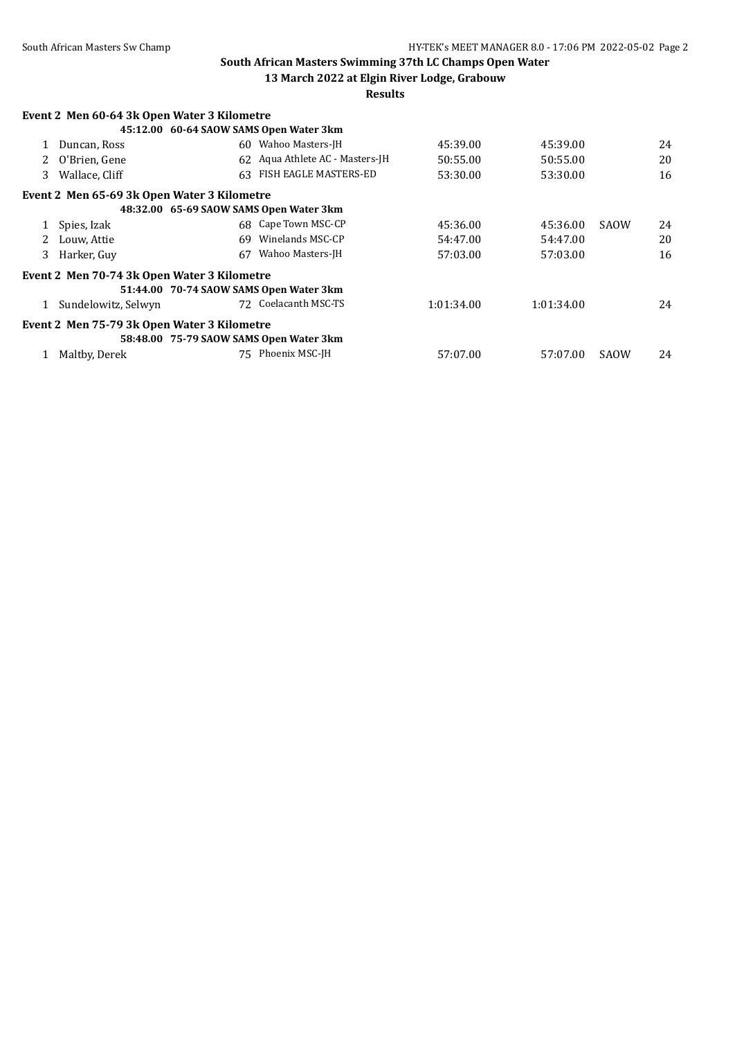## South African Masters Swimming 37th LC Champs Open Water

**13 March 2022 at Elgin River Lodge, Grabouw**

**Results**

**Event 2 Men 60-64 3k Open Water 3 Kilometre**

**45:12.00 60-64 SAOW SAMS Open Water 3km**

| | | | | | | | |
|---|---|---|---|---|---|---|---|
| 1 | Duncan, Ross | 60 | Wahoo Masters-JH | 45:39.00 | 45:39.00 | | 24 |
| 2 | O'Brien, Gene | 62 | Aqua Athlete AC - Masters-JH | 50:55.00 | 50:55.00 | | 20 |
| 3 | Wallace, Cliff | 63 | FISH EAGLE MASTERS-ED | 53:30.00 | 53:30.00 | | 16 |

**Event 2 Men 65-69 3k Open Water 3 Kilometre**

**48:32.00 65-69 SAOW SAMS Open Water 3km**

| | | | | | | | |
|---|---|---|---|---|---|---|---|
| 1 | Spies, Izak | 68 | Cape Town MSC-CP | 45:36.00 | 45:36.00 | SAOW | 24 |
| 2 | Louw, Attie | 69 | Winelands MSC-CP | 54:47.00 | 54:47.00 | | 20 |
| 3 | Harker, Guy | 67 | Wahoo Masters-JH | 57:03.00 | 57:03.00 | | 16 |

**Event 2 Men 70-74 3k Open Water 3 Kilometre**

**51:44.00 70-74 SAOW SAMS Open Water 3km**

| | | | | | | | |
|---|---|---|---|---|---|---|---|
| 1 | Sundelowitz, Selwyn | 72 | Coelacanth MSC-TS | 1:01:34.00 | 1:01:34.00 | | 24 |

**Event 2 Men 75-79 3k Open Water 3 Kilometre**

**58:48.00 75-79 SAOW SAMS Open Water 3km**

| | | | | | | | |
|---|---|---|---|---|---|---|---|
| 1 | Maltby, Derek | 75 | Phoenix MSC-JH | 57:07.00 | 57:07.00 | SAOW | 24 |